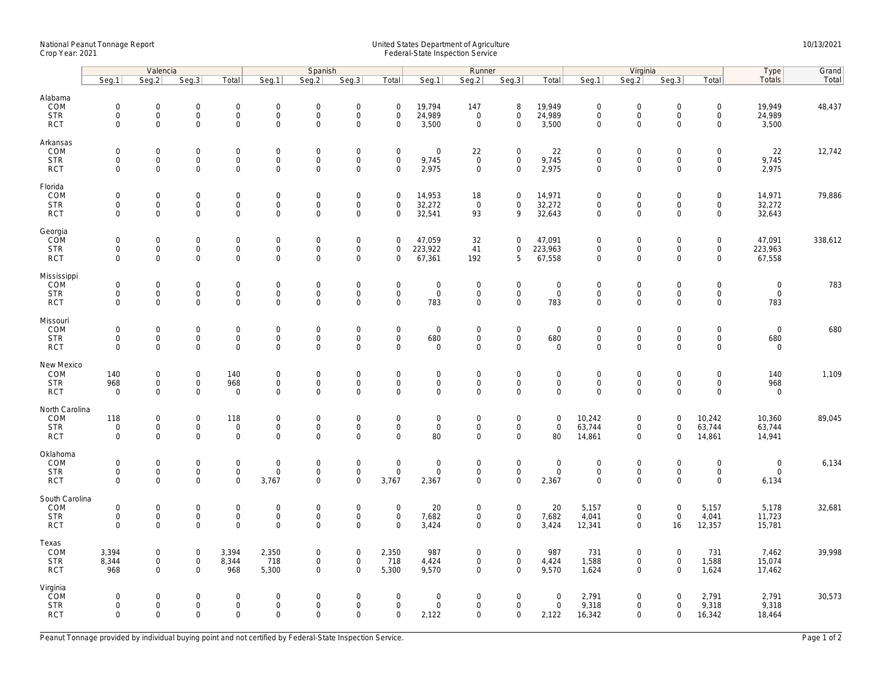National Peanut Tonnage Report
Crop Year: 2021

United States Department of Agriculture
Federal-State Inspection Service

10/13/2021

| | Valencia | | | | Spanish | | | | Runner | | | | Virginia | | | | Type | Grand |
|---|---|---|---|---|---|---|---|---|---|---|---|---|---|---|---|---|---|---|
| | Seg.1 | Seg.2 | Seg.3 | Total | Seg.1 | Seg.2 | Seg.3 | Total | Seg.1 | Seg.2 | Seg.3 | Total | Seg.1 | Seg.2 | Seg.3 | Total | Totals | Total |
| **Alabama** | | | | | | | | | | | | | | | | | | |
| COM | 0 | 0 | 0 | 0 | 0 | 0 | 0 | 0 | 19,794 | 147 | 8 | 19,949 | 0 | 0 | 0 | 0 | 19,949 | 48,437 |
| STR | 0 | 0 | 0 | 0 | 0 | 0 | 0 | 0 | 24,989 | 0 | 0 | 24,989 | 0 | 0 | 0 | 0 | 24,989 | |
| RCT | 0 | 0 | 0 | 0 | 0 | 0 | 0 | 0 | 3,500 | 0 | 0 | 3,500 | 0 | 0 | 0 | 0 | 3,500 | |
| **Arkansas** | | | | | | | | | | | | | | | | | | |
| COM | 0 | 0 | 0 | 0 | 0 | 0 | 0 | 0 | 0 | 22 | 0 | 22 | 0 | 0 | 0 | 0 | 22 | 12,742 |
| STR | 0 | 0 | 0 | 0 | 0 | 0 | 0 | 0 | 9,745 | 0 | 0 | 9,745 | 0 | 0 | 0 | 0 | 9,745 | |
| RCT | 0 | 0 | 0 | 0 | 0 | 0 | 0 | 0 | 2,975 | 0 | 0 | 2,975 | 0 | 0 | 0 | 0 | 2,975 | |
| **Florida** | | | | | | | | | | | | | | | | | | |
| COM | 0 | 0 | 0 | 0 | 0 | 0 | 0 | 0 | 14,953 | 18 | 0 | 14,971 | 0 | 0 | 0 | 0 | 14,971 | 79,886 |
| STR | 0 | 0 | 0 | 0 | 0 | 0 | 0 | 0 | 32,272 | 0 | 0 | 32,272 | 0 | 0 | 0 | 0 | 32,272 | |
| RCT | 0 | 0 | 0 | 0 | 0 | 0 | 0 | 0 | 32,541 | 93 | 9 | 32,643 | 0 | 0 | 0 | 0 | 32,643 | |
| **Georgia** | | | | | | | | | | | | | | | | | | |
| COM | 0 | 0 | 0 | 0 | 0 | 0 | 0 | 0 | 47,059 | 32 | 0 | 47,091 | 0 | 0 | 0 | 0 | 47,091 | 338,612 |
| STR | 0 | 0 | 0 | 0 | 0 | 0 | 0 | 0 | 223,922 | 41 | 0 | 223,963 | 0 | 0 | 0 | 0 | 223,963 | |
| RCT | 0 | 0 | 0 | 0 | 0 | 0 | 0 | 0 | 67,361 | 192 | 5 | 67,558 | 0 | 0 | 0 | 0 | 67,558 | |
| **Mississippi** | | | | | | | | | | | | | | | | | | |
| COM | 0 | 0 | 0 | 0 | 0 | 0 | 0 | 0 | 0 | 0 | 0 | 0 | 0 | 0 | 0 | 0 | 0 | 783 |
| STR | 0 | 0 | 0 | 0 | 0 | 0 | 0 | 0 | 0 | 0 | 0 | 0 | 0 | 0 | 0 | 0 | 0 | |
| RCT | 0 | 0 | 0 | 0 | 0 | 0 | 0 | 0 | 783 | 0 | 0 | 783 | 0 | 0 | 0 | 0 | 783 | |
| **Missouri** | | | | | | | | | | | | | | | | | | |
| COM | 0 | 0 | 0 | 0 | 0 | 0 | 0 | 0 | 0 | 0 | 0 | 0 | 0 | 0 | 0 | 0 | 0 | 680 |
| STR | 0 | 0 | 0 | 0 | 0 | 0 | 0 | 0 | 680 | 0 | 0 | 680 | 0 | 0 | 0 | 0 | 680 | |
| RCT | 0 | 0 | 0 | 0 | 0 | 0 | 0 | 0 | 0 | 0 | 0 | 0 | 0 | 0 | 0 | 0 | 0 | |
| **New Mexico** | | | | | | | | | | | | | | | | | | |
| COM | 140 | 0 | 0 | 140 | 0 | 0 | 0 | 0 | 0 | 0 | 0 | 0 | 0 | 0 | 0 | 0 | 140 | 1,109 |
| STR | 968 | 0 | 0 | 968 | 0 | 0 | 0 | 0 | 0 | 0 | 0 | 0 | 0 | 0 | 0 | 0 | 968 | |
| RCT | 0 | 0 | 0 | 0 | 0 | 0 | 0 | 0 | 0 | 0 | 0 | 0 | 0 | 0 | 0 | 0 | 0 | |
| **North Carolina** | | | | | | | | | | | | | | | | | | |
| COM | 118 | 0 | 0 | 118 | 0 | 0 | 0 | 0 | 0 | 0 | 0 | 0 | 10,242 | 0 | 0 | 10,242 | 10,360 | 89,045 |
| STR | 0 | 0 | 0 | 0 | 0 | 0 | 0 | 0 | 0 | 0 | 0 | 0 | 63,744 | 0 | 0 | 63,744 | 63,744 | |
| RCT | 0 | 0 | 0 | 0 | 0 | 0 | 0 | 0 | 80 | 0 | 0 | 80 | 14,861 | 0 | 0 | 14,861 | 14,941 | |
| **Oklahoma** | | | | | | | | | | | | | | | | | | |
| COM | 0 | 0 | 0 | 0 | 0 | 0 | 0 | 0 | 0 | 0 | 0 | 0 | 0 | 0 | 0 | 0 | 0 | 6,134 |
| STR | 0 | 0 | 0 | 0 | 0 | 0 | 0 | 0 | 0 | 0 | 0 | 0 | 0 | 0 | 0 | 0 | 0 | |
| RCT | 0 | 0 | 0 | 0 | 3,767 | 0 | 0 | 3,767 | 2,367 | 0 | 0 | 2,367 | 0 | 0 | 0 | 0 | 6,134 | |
| **South Carolina** | | | | | | | | | | | | | | | | | | |
| COM | 0 | 0 | 0 | 0 | 0 | 0 | 0 | 0 | 20 | 0 | 0 | 20 | 5,157 | 0 | 0 | 5,157 | 5,178 | 32,681 |
| STR | 0 | 0 | 0 | 0 | 0 | 0 | 0 | 0 | 7,682 | 0 | 0 | 7,682 | 4,041 | 0 | 0 | 4,041 | 11,723 | |
| RCT | 0 | 0 | 0 | 0 | 0 | 0 | 0 | 0 | 3,424 | 0 | 0 | 3,424 | 12,341 | 0 | 16 | 12,357 | 15,781 | |
| **Texas** | | | | | | | | | | | | | | | | | | |
| COM | 3,394 | 0 | 0 | 3,394 | 2,350 | 0 | 0 | 2,350 | 987 | 0 | 0 | 987 | 731 | 0 | 0 | 731 | 7,462 | 39,998 |
| STR | 8,344 | 0 | 0 | 8,344 | 718 | 0 | 0 | 718 | 4,424 | 0 | 0 | 4,424 | 1,588 | 0 | 0 | 1,588 | 15,074 | |
| RCT | 968 | 0 | 0 | 968 | 5,300 | 0 | 0 | 5,300 | 9,570 | 0 | 0 | 9,570 | 1,624 | 0 | 0 | 1,624 | 17,462 | |
| **Virginia** | | | | | | | | | | | | | | | | | | |
| COM | 0 | 0 | 0 | 0 | 0 | 0 | 0 | 0 | 0 | 0 | 0 | 0 | 2,791 | 0 | 0 | 2,791 | 2,791 | 30,573 |
| STR | 0 | 0 | 0 | 0 | 0 | 0 | 0 | 0 | 0 | 0 | 0 | 0 | 9,318 | 0 | 0 | 9,318 | 9,318 | |
| RCT | 0 | 0 | 0 | 0 | 0 | 0 | 0 | 0 | 2,122 | 0 | 0 | 2,122 | 16,342 | 0 | 0 | 16,342 | 18,464 | |

Peanut Tonnage provided by individual buying point and not certified by Federal-State Inspection Service.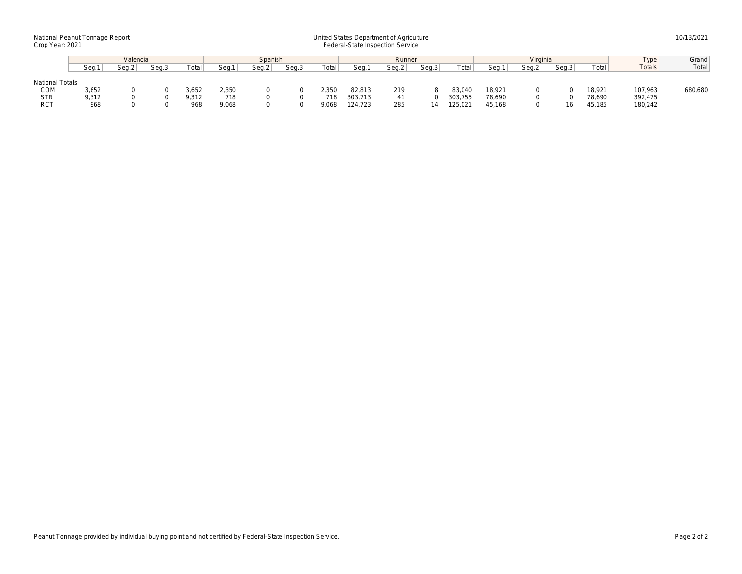National Peanut Tonnage Report
Crop Year: 2021

United States Department of Agriculture
Federal-State Inspection Service

10/13/2021

| | Valencia | | | | Spanish | | | | Runner | | | | Virginia | | | | Type | Grand |
|---|---|---|---|---|---|---|---|---|---|---|---|---|---|---|---|---|---|---|
| | Seg.1 | Seg.2 | Seg.3 | Total | Seg.1 | Seg.2 | Seg.3 | Total | Seg.1 | Seg.2 | Seg.3 | Total | Seg.1 | Seg.2 | Seg.3 | Total | Totals | Total |
| National Totals | | | | | | | | | | | | | | | | | | |
| COM | 3,652 | 0 | 0 | 3,652 | 2,350 | 0 | 0 | 2,350 | 82,813 | 219 | 8 | 83,040 | 18,921 | 0 | 0 | 18,921 | 107,963 | 680,680 |
| STR | 9,312 | 0 | 0 | 9,312 | 718 | 0 | 0 | 718 | 303,713 | 41 | 0 | 303,755 | 78,690 | 0 | 0 | 78,690 | 392,475 | |
| RCT | 968 | 0 | 0 | 968 | 9,068 | 0 | 0 | 9,068 | 124,723 | 285 | 14 | 125,021 | 45,168 | 0 | 16 | 45,185 | 180,242 | |

Peanut Tonnage provided by individual buying point and not certified by Federal-State Inspection Service.